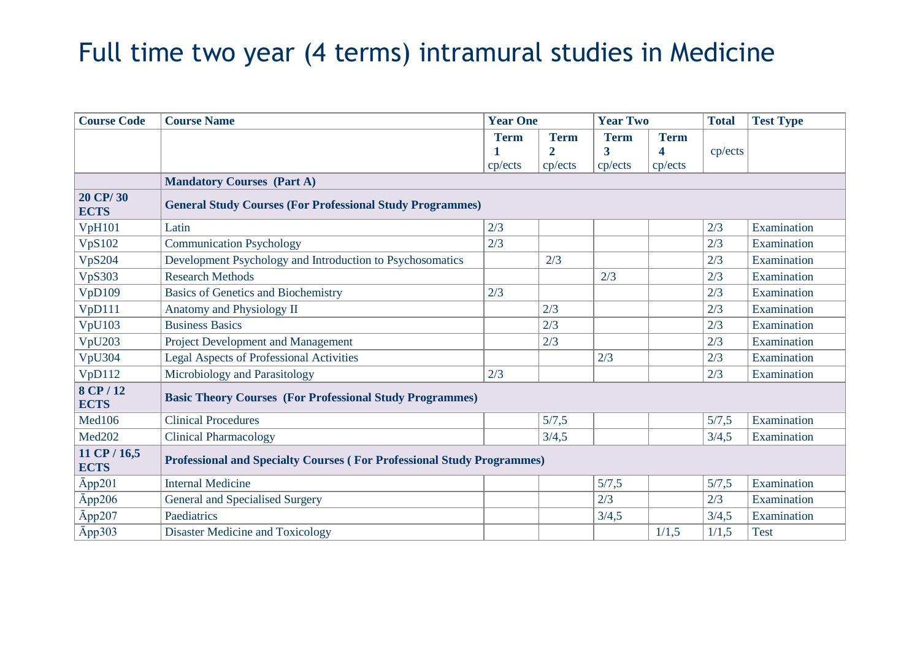# Full time two year (4 terms) intramural studies in Medicine

| Course Code | Course Name | Year One | | Year Two | | Total | Test Type |
|---|---|---|---|---|---|---|---|
| | | Term 1 cp/ects | Term 2 cp/ects | Term 3 cp/ects | Term 4 cp/ects | cp/ects | |
| | **Mandatory Courses (Part A)** | | | | | | |
| **20 CP/ 30 ECTS** | **General Study Courses (For Professional Study Programmes)** | | | | | | |
| VpH101 | Latin | 2/3 | | | | 2/3 | Examination |
| VpS102 | Communication Psychology | 2/3 | | | | 2/3 | Examination |
| VpS204 | Development Psychology and Introduction to Psychosomatics | | 2/3 | | | 2/3 | Examination |
| VpS303 | Research Methods | | | 2/3 | | 2/3 | Examination |
| VpD109 | Basics of Genetics and Biochemistry | 2/3 | | | | 2/3 | Examination |
| VpD111 | Anatomy and Physiology II | | 2/3 | | | 2/3 | Examination |
| VpU103 | Business Basics | | 2/3 | | | 2/3 | Examination |
| VpU203 | Project Development and Management | | 2/3 | | | 2/3 | Examination |
| VpU304 | Legal Aspects of Professional Activities | | | 2/3 | | 2/3 | Examination |
| VpD112 | Microbiology and Parasitology | 2/3 | | | | 2/3 | Examination |
| **8 CP / 12 ECTS** | **Basic Theory Courses (For Professional Study Programmes)** | | | | | | |
| Med106 | Clinical Procedures | | 5/7,5 | | | 5/7,5 | Examination |
| Med202 | Clinical Pharmacology | | 3/4,5 | | | 3/4,5 | Examination |
| **11 CP / 16,5 ECTS** | **Professional and Specialty Courses ( For Professional Study Programmes)** | | | | | | |
| Āpp201 | Internal Medicine | | | 5/7,5 | | 5/7,5 | Examination |
| Āpp206 | General and Specialised Surgery | | | 2/3 | | 2/3 | Examination |
| Āpp207 | Paediatrics | | | 3/4,5 | | 3/4,5 | Examination |
| Āpp303 | Disaster Medicine and Toxicology | | | | 1/1,5 | 1/1,5 | Test |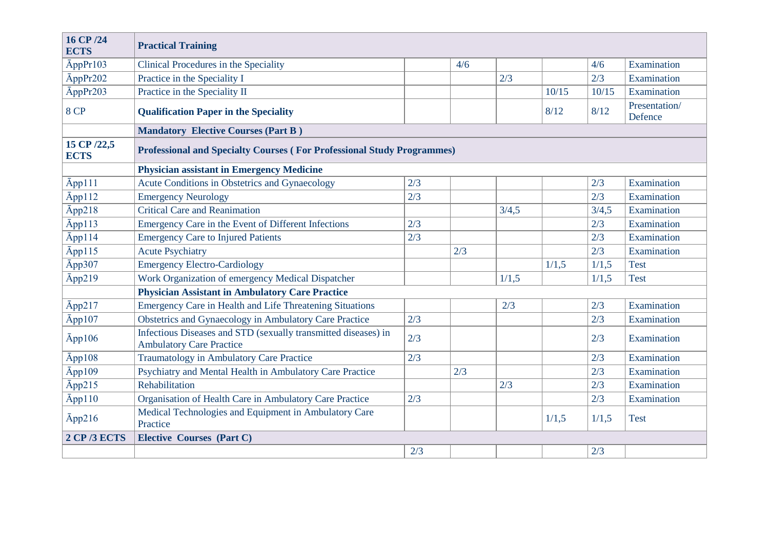| 16 CP /24 ECTS | **Practical Training** | | | | | | |
|---|---|---|---|---|---|---|---|
| ĀppPr103 | Clinical Procedures in the Speciality | | 4/6 | | | 4/6 | Examination |
| ĀppPr202 | Practice in the Speciality I | | | 2/3 | | 2/3 | Examination |
| ĀppPr203 | Practice in the Speciality II | | | | 10/15 | 10/15 | Examination |
| 8 CP | **Qualification Paper in the Speciality** | | | | 8/12 | 8/12 | Presentation/ Defence |
| | **Mandatory Elective Courses (Part B )** | | | | | | |
| 15 CP /22,5 ECTS | **Professional and Specialty Courses ( For Professional Study Programmes)** | | | | | | |
| | **Physician assistant in Emergency Medicine** | | | | | | |
| Āpp111 | Acute Conditions in Obstetrics and Gynaecology | 2/3 | | | | 2/3 | Examination |
| Āpp112 | Emergency Neurology | 2/3 | | | | 2/3 | Examination |
| Āpp218 | Critical Care and Reanimation | | | 3/4,5 | | 3/4,5 | Examination |
| Āpp113 | Emergency Care in the Event of Different Infections | 2/3 | | | | 2/3 | Examination |
| Āpp114 | Emergency Care to Injured Patients | 2/3 | | | | 2/3 | Examination |
| Āpp115 | Acute Psychiatry | | 2/3 | | | 2/3 | Examination |
| Āpp307 | Emergency Electro-Cardiology | | | | 1/1,5 | 1/1,5 | Test |
| Āpp219 | Work Organization of emergency Medical Dispatcher | | | 1/1,5 | | 1/1,5 | Test |
| | **Physician Assistant in Ambulatory Care Practice** | | | | | | |
| Āpp217 | Emergency Care in Health and Life Threatening Situations | | | 2/3 | | 2/3 | Examination |
| Āpp107 | Obstetrics and Gynaecology in Ambulatory Care Practice | 2/3 | | | | 2/3 | Examination |
| Āpp106 | Infectious Diseases and STD (sexually transmitted diseases) in Ambulatory Care Practice | 2/3 | | | | 2/3 | Examination |
| Āpp108 | Traumatology in Ambulatory Care Practice | 2/3 | | | | 2/3 | Examination |
| Āpp109 | Psychiatry and Mental Health in Ambulatory Care Practice | | 2/3 | | | 2/3 | Examination |
| Āpp215 | Rehabilitation | | | 2/3 | | 2/3 | Examination |
| Āpp110 | Organisation of Health Care in Ambulatory Care Practice | 2/3 | | | | 2/3 | Examination |
| Āpp216 | Medical Technologies and Equipment in Ambulatory Care Practice | | | | 1/1,5 | 1/1,5 | Test |
| **2 CP /3 ECTS** | **Elective Courses (Part C)** | | | | | | |
| | | 2/3 | | | | 2/3 | |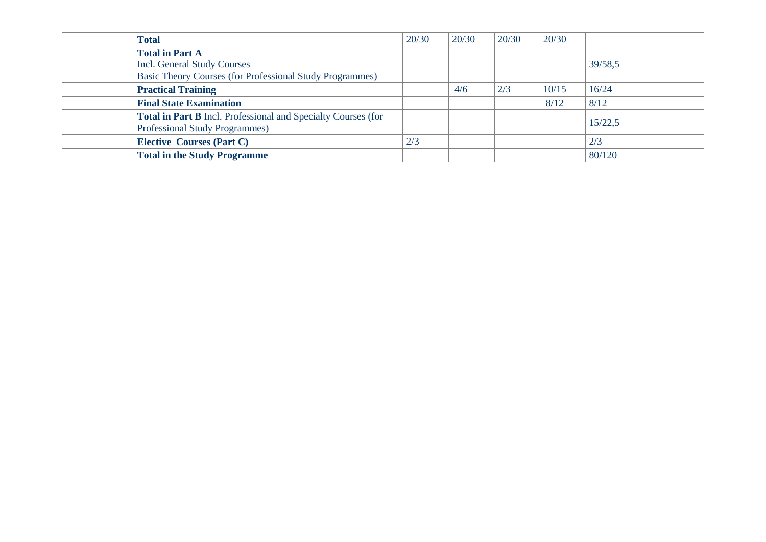| | | | | | | | |
|---|---|---|---|---|---|---|---|
| | **Total** | 20/30 | 20/30 | 20/30 | 20/30 | | |
| | **Total in Part A**<br>Incl. General Study Courses<br>Basic Theory Courses (for Professional Study Programmes) | | | | | 39/58,5 | |
| | **Practical Training** | | 4/6 | 2/3 | 10/15 | 16/24 | |
| | **Final State Examination** | | | | 8/12 | 8/12 | |
| | **Total in Part B** Incl. Professional and Specialty Courses (for Professional Study Programmes) | | | | | 15/22,5 | |
| | **Elective Courses (Part C)** | 2/3 | | | | 2/3 | |
| | **Total in the Study Programme** | | | | | 80/120 | |